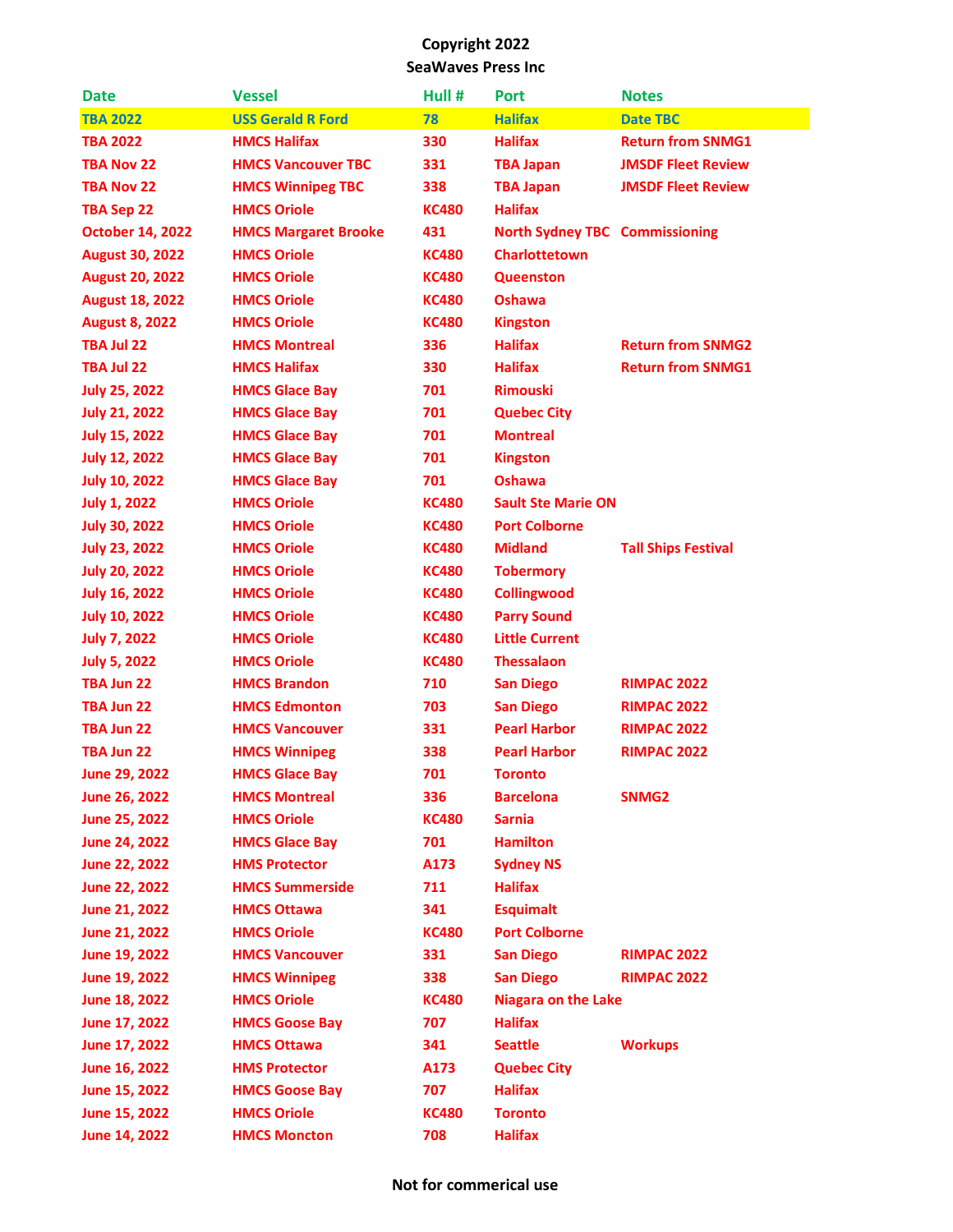**Copyright 2022**
**SeaWaves Press Inc**

| Date | Vessel | Hull # | Port | Notes |
|---|---|---|---|---|
| TBA 2022 | USS Gerald R Ford | 78 | Halifax | Date TBC |
| TBA 2022 | HMCS Halifax | 330 | Halifax | Return from SNMG1 |
| TBA Nov 22 | HMCS Vancouver TBC | 331 | TBA Japan | JMSDF Fleet Review |
| TBA Nov 22 | HMCS Winnipeg TBC | 338 | TBA Japan | JMSDF Fleet Review |
| TBA Sep 22 | HMCS Oriole | KC480 | Halifax | |
| October 14, 2022 | HMCS Margaret Brooke | 431 | North Sydney TBC | Commissioning |
| August 30, 2022 | HMCS Oriole | KC480 | Charlottetown | |
| August 20, 2022 | HMCS Oriole | KC480 | Queenston | |
| August 18, 2022 | HMCS Oriole | KC480 | Oshawa | |
| August 8, 2022 | HMCS Oriole | KC480 | Kingston | |
| TBA Jul 22 | HMCS Montreal | 336 | Halifax | Return from SNMG2 |
| TBA Jul 22 | HMCS Halifax | 330 | Halifax | Return from SNMG1 |
| July 25, 2022 | HMCS Glace Bay | 701 | Rimouski | |
| July 21, 2022 | HMCS Glace Bay | 701 | Quebec City | |
| July 15, 2022 | HMCS Glace Bay | 701 | Montreal | |
| July 12, 2022 | HMCS Glace Bay | 701 | Kingston | |
| July 10, 2022 | HMCS Glace Bay | 701 | Oshawa | |
| July 1, 2022 | HMCS Oriole | KC480 | Sault Ste Marie ON | |
| July 30, 2022 | HMCS Oriole | KC480 | Port Colborne | |
| July 23, 2022 | HMCS Oriole | KC480 | Midland | Tall Ships Festival |
| July 20, 2022 | HMCS Oriole | KC480 | Tobermory | |
| July 16, 2022 | HMCS Oriole | KC480 | Collingwood | |
| July 10, 2022 | HMCS Oriole | KC480 | Parry Sound | |
| July 7, 2022 | HMCS Oriole | KC480 | Little Current | |
| July 5, 2022 | HMCS Oriole | KC480 | Thessalaon | |
| TBA Jun 22 | HMCS Brandon | 710 | San Diego | RIMPAC 2022 |
| TBA Jun 22 | HMCS Edmonton | 703 | San Diego | RIMPAC 2022 |
| TBA Jun 22 | HMCS Vancouver | 331 | Pearl Harbor | RIMPAC 2022 |
| TBA Jun 22 | HMCS Winnipeg | 338 | Pearl Harbor | RIMPAC 2022 |
| June 29, 2022 | HMCS Glace Bay | 701 | Toronto | |
| June 26, 2022 | HMCS Montreal | 336 | Barcelona | SNMG2 |
| June 25, 2022 | HMCS Oriole | KC480 | Sarnia | |
| June 24, 2022 | HMCS Glace Bay | 701 | Hamilton | |
| June 22, 2022 | HMS Protector | A173 | Sydney NS | |
| June 22, 2022 | HMCS Summerside | 711 | Halifax | |
| June 21, 2022 | HMCS Ottawa | 341 | Esquimalt | |
| June 21, 2022 | HMCS Oriole | KC480 | Port Colborne | |
| June 19, 2022 | HMCS Vancouver | 331 | San Diego | RIMPAC 2022 |
| June 19, 2022 | HMCS Winnipeg | 338 | San Diego | RIMPAC 2022 |
| June 18, 2022 | HMCS Oriole | KC480 | Niagara on the Lake | |
| June 17, 2022 | HMCS Goose Bay | 707 | Halifax | |
| June 17, 2022 | HMCS Ottawa | 341 | Seattle | Workups |
| June 16, 2022 | HMS Protector | A173 | Quebec City | |
| June 15, 2022 | HMCS Goose Bay | 707 | Halifax | |
| June 15, 2022 | HMCS Oriole | KC480 | Toronto | |
| June 14, 2022 | HMCS Moncton | 708 | Halifax | |

**Not for commerical use**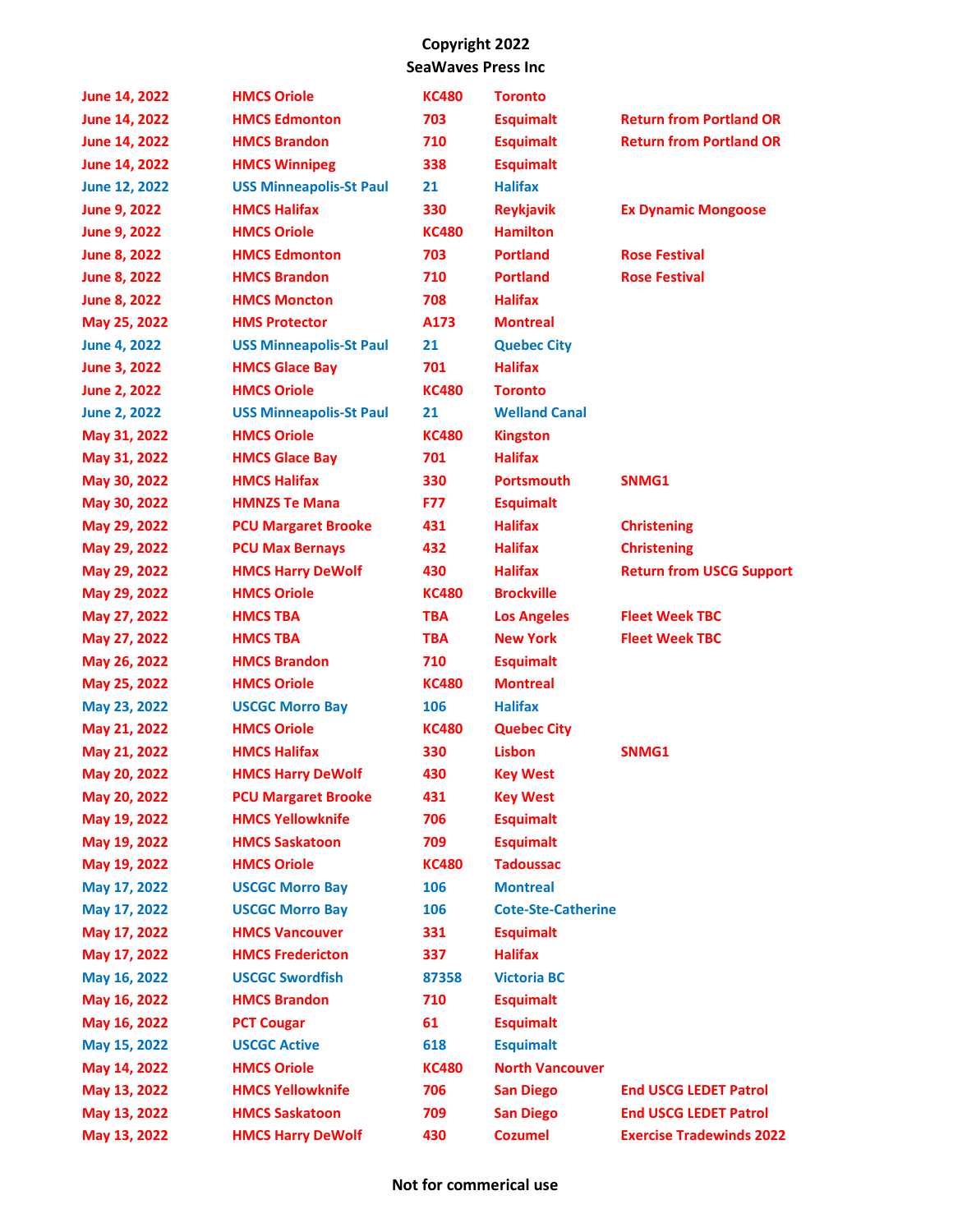**Copyright 2022**
**SeaWaves Press Inc**

| | | | | |
|---|---|---|---|---|
| June 14, 2022 | HMCS Oriole | KC480 | Toronto | |
| June 14, 2022 | HMCS Edmonton | 703 | Esquimalt | Return from Portland OR |
| June 14, 2022 | HMCS Brandon | 710 | Esquimalt | Return from Portland OR |
| June 14, 2022 | HMCS Winnipeg | 338 | Esquimalt | |
| June 12, 2022 | USS Minneapolis-St Paul | 21 | Halifax | |
| June 9, 2022 | HMCS Halifax | 330 | Reykjavik | Ex Dynamic Mongoose |
| June 9, 2022 | HMCS Oriole | KC480 | Hamilton | |
| June 8, 2022 | HMCS Edmonton | 703 | Portland | Rose Festival |
| June 8, 2022 | HMCS Brandon | 710 | Portland | Rose Festival |
| June 8, 2022 | HMCS Moncton | 708 | Halifax | |
| May 25, 2022 | HMS Protector | A173 | Montreal | |
| June 4, 2022 | USS Minneapolis-St Paul | 21 | Quebec City | |
| June 3, 2022 | HMCS Glace Bay | 701 | Halifax | |
| June 2, 2022 | HMCS Oriole | KC480 | Toronto | |
| June 2, 2022 | USS Minneapolis-St Paul | 21 | Welland Canal | |
| May 31, 2022 | HMCS Oriole | KC480 | Kingston | |
| May 31, 2022 | HMCS Glace Bay | 701 | Halifax | |
| May 30, 2022 | HMCS Halifax | 330 | Portsmouth | SNMG1 |
| May 30, 2022 | HMNZS Te Mana | F77 | Esquimalt | |
| May 29, 2022 | PCU Margaret Brooke | 431 | Halifax | Christening |
| May 29, 2022 | PCU Max Bernays | 432 | Halifax | Christening |
| May 29, 2022 | HMCS Harry DeWolf | 430 | Halifax | Return from USCG Support |
| May 29, 2022 | HMCS Oriole | KC480 | Brockville | |
| May 27, 2022 | HMCS TBA | TBA | Los Angeles | Fleet Week TBC |
| May 27, 2022 | HMCS TBA | TBA | New York | Fleet Week TBC |
| May 26, 2022 | HMCS Brandon | 710 | Esquimalt | |
| May 25, 2022 | HMCS Oriole | KC480 | Montreal | |
| May 23, 2022 | USCGC Morro Bay | 106 | Halifax | |
| May 21, 2022 | HMCS Oriole | KC480 | Quebec City | |
| May 21, 2022 | HMCS Halifax | 330 | Lisbon | SNMG1 |
| May 20, 2022 | HMCS Harry DeWolf | 430 | Key West | |
| May 20, 2022 | PCU Margaret Brooke | 431 | Key West | |
| May 19, 2022 | HMCS Yellowknife | 706 | Esquimalt | |
| May 19, 2022 | HMCS Saskatoon | 709 | Esquimalt | |
| May 19, 2022 | HMCS Oriole | KC480 | Tadoussac | |
| May 17, 2022 | USCGC Morro Bay | 106 | Montreal | |
| May 17, 2022 | USCGC Morro Bay | 106 | Cote-Ste-Catherine | |
| May 17, 2022 | HMCS Vancouver | 331 | Esquimalt | |
| May 17, 2022 | HMCS Fredericton | 337 | Halifax | |
| May 16, 2022 | USCGC Swordfish | 87358 | Victoria BC | |
| May 16, 2022 | HMCS Brandon | 710 | Esquimalt | |
| May 16, 2022 | PCT Cougar | 61 | Esquimalt | |
| May 15, 2022 | USCGC Active | 618 | Esquimalt | |
| May 14, 2022 | HMCS Oriole | KC480 | North Vancouver | |
| May 13, 2022 | HMCS Yellowknife | 706 | San Diego | End USCG LEDET Patrol |
| May 13, 2022 | HMCS Saskatoon | 709 | San Diego | End USCG LEDET Patrol |
| May 13, 2022 | HMCS Harry DeWolf | 430 | Cozumel | Exercise Tradewinds 2022 |

**Not for commerical use**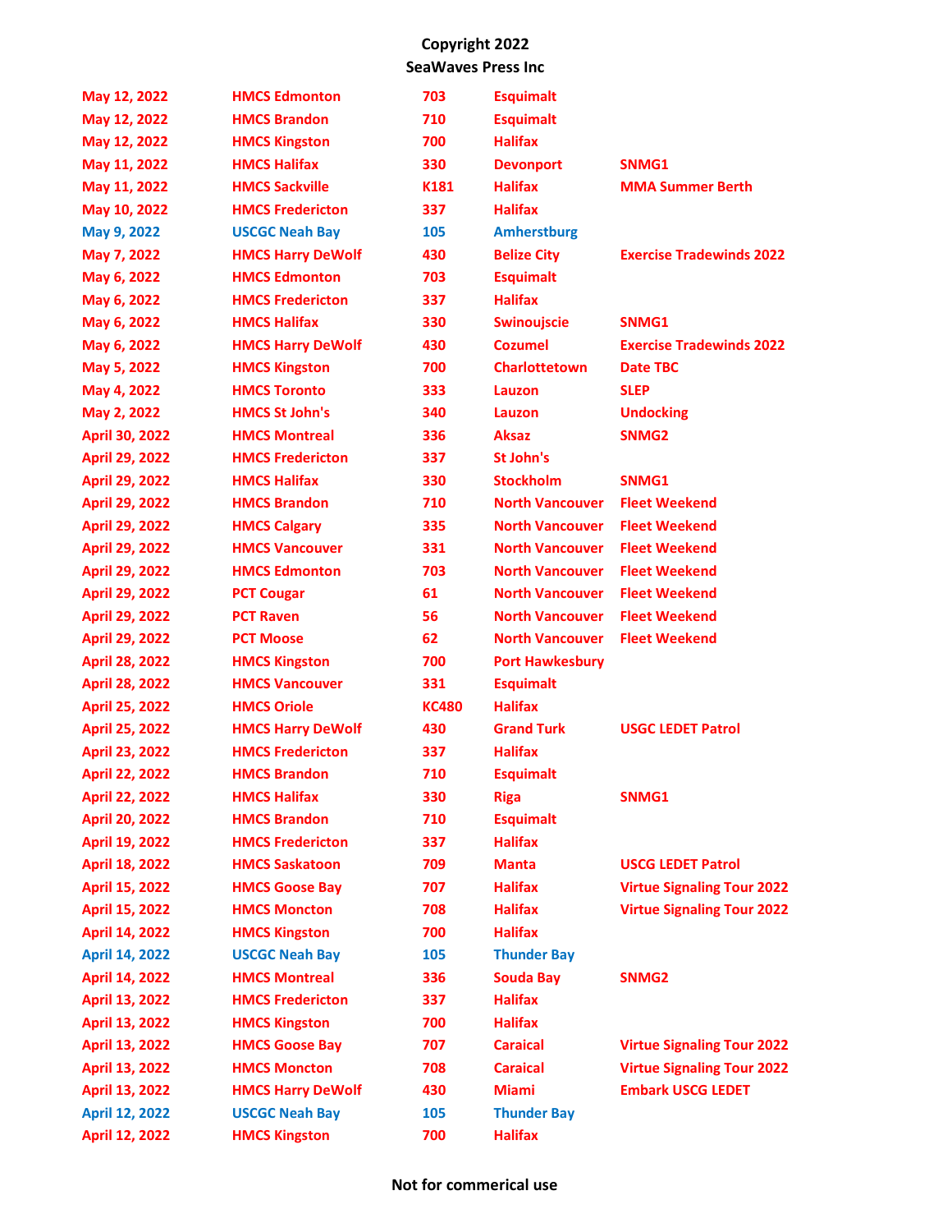**Copyright 2022**
**SeaWaves Press Inc**

| | | | | |
|---|---|---|---|---|
| May 12, 2022 | HMCS Edmonton | 703 | Esquimalt | |
| May 12, 2022 | HMCS Brandon | 710 | Esquimalt | |
| May 12, 2022 | HMCS Kingston | 700 | Halifax | |
| May 11, 2022 | HMCS Halifax | 330 | Devonport | SNMG1 |
| May 11, 2022 | HMCS Sackville | K181 | Halifax | MMA Summer Berth |
| May 10, 2022 | HMCS Fredericton | 337 | Halifax | |
| May 9, 2022 | USCGC Neah Bay | 105 | Amherstburg | |
| May 7, 2022 | HMCS Harry DeWolf | 430 | Belize City | Exercise Tradewinds 2022 |
| May 6, 2022 | HMCS Edmonton | 703 | Esquimalt | |
| May 6, 2022 | HMCS Fredericton | 337 | Halifax | |
| May 6, 2022 | HMCS Halifax | 330 | Swinoujscie | SNMG1 |
| May 6, 2022 | HMCS Harry DeWolf | 430 | Cozumel | Exercise Tradewinds 2022 |
| May 5, 2022 | HMCS Kingston | 700 | Charlottetown | Date TBC |
| May 4, 2022 | HMCS Toronto | 333 | Lauzon | SLEP |
| May 2, 2022 | HMCS St John's | 340 | Lauzon | Undocking |
| April 30, 2022 | HMCS Montreal | 336 | Aksaz | SNMG2 |
| April 29, 2022 | HMCS Fredericton | 337 | St John's | |
| April 29, 2022 | HMCS Halifax | 330 | Stockholm | SNMG1 |
| April 29, 2022 | HMCS Brandon | 710 | North Vancouver | Fleet Weekend |
| April 29, 2022 | HMCS Calgary | 335 | North Vancouver | Fleet Weekend |
| April 29, 2022 | HMCS Vancouver | 331 | North Vancouver | Fleet Weekend |
| April 29, 2022 | HMCS Edmonton | 703 | North Vancouver | Fleet Weekend |
| April 29, 2022 | PCT Cougar | 61 | North Vancouver | Fleet Weekend |
| April 29, 2022 | PCT Raven | 56 | North Vancouver | Fleet Weekend |
| April 29, 2022 | PCT Moose | 62 | North Vancouver | Fleet Weekend |
| April 28, 2022 | HMCS Kingston | 700 | Port Hawkesbury | |
| April 28, 2022 | HMCS Vancouver | 331 | Esquimalt | |
| April 25, 2022 | HMCS Oriole | KC480 | Halifax | |
| April 25, 2022 | HMCS Harry DeWolf | 430 | Grand Turk | USGC LEDET Patrol |
| April 23, 2022 | HMCS Fredericton | 337 | Halifax | |
| April 22, 2022 | HMCS Brandon | 710 | Esquimalt | |
| April 22, 2022 | HMCS Halifax | 330 | Riga | SNMG1 |
| April 20, 2022 | HMCS Brandon | 710 | Esquimalt | |
| April 19, 2022 | HMCS Fredericton | 337 | Halifax | |
| April 18, 2022 | HMCS Saskatoon | 709 | Manta | USCG LEDET Patrol |
| April 15, 2022 | HMCS Goose Bay | 707 | Halifax | Virtue Signaling Tour 2022 |
| April 15, 2022 | HMCS Moncton | 708 | Halifax | Virtue Signaling Tour 2022 |
| April 14, 2022 | HMCS Kingston | 700 | Halifax | |
| April 14, 2022 | USCGC Neah Bay | 105 | Thunder Bay | |
| April 14, 2022 | HMCS Montreal | 336 | Souda Bay | SNMG2 |
| April 13, 2022 | HMCS Fredericton | 337 | Halifax | |
| April 13, 2022 | HMCS Kingston | 700 | Halifax | |
| April 13, 2022 | HMCS Goose Bay | 707 | Caraical | Virtue Signaling Tour 2022 |
| April 13, 2022 | HMCS Moncton | 708 | Caraical | Virtue Signaling Tour 2022 |
| April 13, 2022 | HMCS Harry DeWolf | 430 | Miami | Embark USCG LEDET |
| April 12, 2022 | USCGC Neah Bay | 105 | Thunder Bay | |
| April 12, 2022 | HMCS Kingston | 700 | Halifax | |

**Not for commerical use**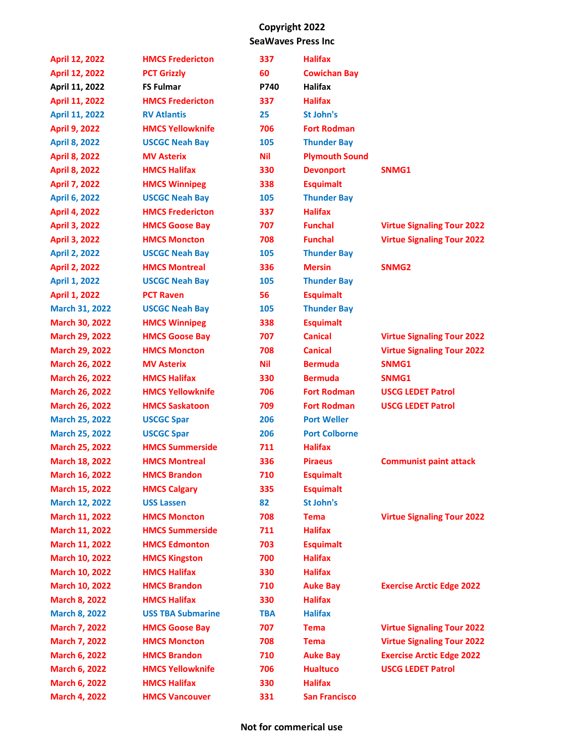**Copyright 2022**
**SeaWaves Press Inc**

| | | | | |
|---|---|---|---|---|
| April 12, 2022 | HMCS Fredericton | 337 | Halifax | |
| April 12, 2022 | PCT Grizzly | 60 | Cowichan Bay | |
| April 11, 2022 | FS Fulmar | P740 | Halifax | |
| April 11, 2022 | HMCS Fredericton | 337 | Halifax | |
| April 11, 2022 | RV Atlantis | 25 | St John's | |
| April 9, 2022 | HMCS Yellowknife | 706 | Fort Rodman | |
| April 8, 2022 | USCGC Neah Bay | 105 | Thunder Bay | |
| April 8, 2022 | MV Asterix | Nil | Plymouth Sound | |
| April 8, 2022 | HMCS Halifax | 330 | Devonport | SNMG1 |
| April 7, 2022 | HMCS Winnipeg | 338 | Esquimalt | |
| April 6, 2022 | USCGC Neah Bay | 105 | Thunder Bay | |
| April 4, 2022 | HMCS Fredericton | 337 | Halifax | |
| April 3, 2022 | HMCS Goose Bay | 707 | Funchal | Virtue Signaling Tour 2022 |
| April 3, 2022 | HMCS Moncton | 708 | Funchal | Virtue Signaling Tour 2022 |
| April 2, 2022 | USCGC Neah Bay | 105 | Thunder Bay | |
| April 2, 2022 | HMCS Montreal | 336 | Mersin | SNMG2 |
| April 1, 2022 | USCGC Neah Bay | 105 | Thunder Bay | |
| April 1, 2022 | PCT Raven | 56 | Esquimalt | |
| March 31, 2022 | USCGC Neah Bay | 105 | Thunder Bay | |
| March 30, 2022 | HMCS Winnipeg | 338 | Esquimalt | |
| March 29, 2022 | HMCS Goose Bay | 707 | Canical | Virtue Signaling Tour 2022 |
| March 29, 2022 | HMCS Moncton | 708 | Canical | Virtue Signaling Tour 2022 |
| March 26, 2022 | MV Asterix | Nil | Bermuda | SNMG1 |
| March 26, 2022 | HMCS Halifax | 330 | Bermuda | SNMG1 |
| March 26, 2022 | HMCS Yellowknife | 706 | Fort Rodman | USCG LEDET Patrol |
| March 26, 2022 | HMCS Saskatoon | 709 | Fort Rodman | USCG LEDET Patrol |
| March 25, 2022 | USCGC Spar | 206 | Port Weller | |
| March 25, 2022 | USCGC Spar | 206 | Port Colborne | |
| March 25, 2022 | HMCS Summerside | 711 | Halifax | |
| March 18, 2022 | HMCS Montreal | 336 | Piraeus | Communist paint attack |
| March 16, 2022 | HMCS Brandon | 710 | Esquimalt | |
| March 15, 2022 | HMCS Calgary | 335 | Esquimalt | |
| March 12, 2022 | USS Lassen | 82 | St John's | |
| March 11, 2022 | HMCS Moncton | 708 | Tema | Virtue Signaling Tour 2022 |
| March 11, 2022 | HMCS Summerside | 711 | Halifax | |
| March 11, 2022 | HMCS Edmonton | 703 | Esquimalt | |
| March 10, 2022 | HMCS Kingston | 700 | Halifax | |
| March 10, 2022 | HMCS Halifax | 330 | Halifax | |
| March 10, 2022 | HMCS Brandon | 710 | Auke Bay | Exercise Arctic Edge 2022 |
| March 8, 2022 | HMCS Halifax | 330 | Halifax | |
| March 8, 2022 | USS TBA Submarine | TBA | Halifax | |
| March 7, 2022 | HMCS Goose Bay | 707 | Tema | Virtue Signaling Tour 2022 |
| March 7, 2022 | HMCS Moncton | 708 | Tema | Virtue Signaling Tour 2022 |
| March 6, 2022 | HMCS Brandon | 710 | Auke Bay | Exercise Arctic Edge 2022 |
| March 6, 2022 | HMCS Yellowknife | 706 | Hualtuco | USCG LEDET Patrol |
| March 6, 2022 | HMCS Halifax | 330 | Halifax | |
| March 4, 2022 | HMCS Vancouver | 331 | San Francisco | |

**Not for commerical use**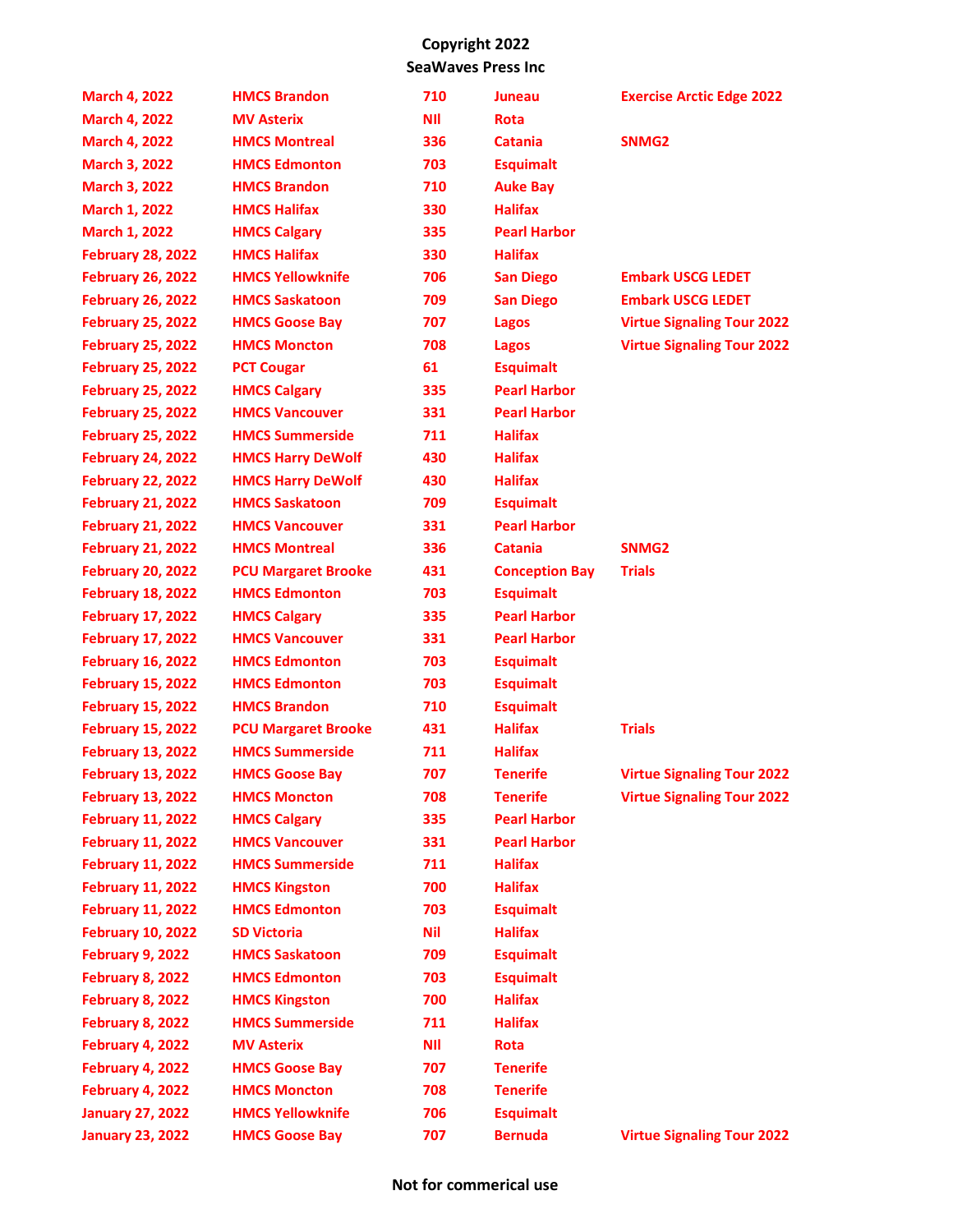**Copyright 2022**
**SeaWaves Press Inc**

| | | | | |
|---|---|---|---|---|
| March 4, 2022 | HMCS Brandon | 710 | Juneau | Exercise Arctic Edge 2022 |
| March 4, 2022 | MV Asterix | NIl | Rota | |
| March 4, 2022 | HMCS Montreal | 336 | Catania | SNMG2 |
| March 3, 2022 | HMCS Edmonton | 703 | Esquimalt | |
| March 3, 2022 | HMCS Brandon | 710 | Auke Bay | |
| March 1, 2022 | HMCS Halifax | 330 | Halifax | |
| March 1, 2022 | HMCS Calgary | 335 | Pearl Harbor | |
| February 28, 2022 | HMCS Halifax | 330 | Halifax | |
| February 26, 2022 | HMCS Yellowknife | 706 | San Diego | Embark USCG LEDET |
| February 26, 2022 | HMCS Saskatoon | 709 | San Diego | Embark USCG LEDET |
| February 25, 2022 | HMCS Goose Bay | 707 | Lagos | Virtue Signaling Tour 2022 |
| February 25, 2022 | HMCS Moncton | 708 | Lagos | Virtue Signaling Tour 2022 |
| February 25, 2022 | PCT Cougar | 61 | Esquimalt | |
| February 25, 2022 | HMCS Calgary | 335 | Pearl Harbor | |
| February 25, 2022 | HMCS Vancouver | 331 | Pearl Harbor | |
| February 25, 2022 | HMCS Summerside | 711 | Halifax | |
| February 24, 2022 | HMCS Harry DeWolf | 430 | Halifax | |
| February 22, 2022 | HMCS Harry DeWolf | 430 | Halifax | |
| February 21, 2022 | HMCS Saskatoon | 709 | Esquimalt | |
| February 21, 2022 | HMCS Vancouver | 331 | Pearl Harbor | |
| February 21, 2022 | HMCS Montreal | 336 | Catania | SNMG2 |
| February 20, 2022 | PCU Margaret Brooke | 431 | Conception Bay | Trials |
| February 18, 2022 | HMCS Edmonton | 703 | Esquimalt | |
| February 17, 2022 | HMCS Calgary | 335 | Pearl Harbor | |
| February 17, 2022 | HMCS Vancouver | 331 | Pearl Harbor | |
| February 16, 2022 | HMCS Edmonton | 703 | Esquimalt | |
| February 15, 2022 | HMCS Edmonton | 703 | Esquimalt | |
| February 15, 2022 | HMCS Brandon | 710 | Esquimalt | |
| February 15, 2022 | PCU Margaret Brooke | 431 | Halifax | Trials |
| February 13, 2022 | HMCS Summerside | 711 | Halifax | |
| February 13, 2022 | HMCS Goose Bay | 707 | Tenerife | Virtue Signaling Tour 2022 |
| February 13, 2022 | HMCS Moncton | 708 | Tenerife | Virtue Signaling Tour 2022 |
| February 11, 2022 | HMCS Calgary | 335 | Pearl Harbor | |
| February 11, 2022 | HMCS Vancouver | 331 | Pearl Harbor | |
| February 11, 2022 | HMCS Summerside | 711 | Halifax | |
| February 11, 2022 | HMCS Kingston | 700 | Halifax | |
| February 11, 2022 | HMCS Edmonton | 703 | Esquimalt | |
| February 10, 2022 | SD Victoria | Nil | Halifax | |
| February 9, 2022 | HMCS Saskatoon | 709 | Esquimalt | |
| February 8, 2022 | HMCS Edmonton | 703 | Esquimalt | |
| February 8, 2022 | HMCS Kingston | 700 | Halifax | |
| February 8, 2022 | HMCS Summerside | 711 | Halifax | |
| February 4, 2022 | MV Asterix | NIl | Rota | |
| February 4, 2022 | HMCS Goose Bay | 707 | Tenerife | |
| February 4, 2022 | HMCS Moncton | 708 | Tenerife | |
| January 27, 2022 | HMCS Yellowknife | 706 | Esquimalt | |
| January 23, 2022 | HMCS Goose Bay | 707 | Bernuda | Virtue Signaling Tour 2022 |

**Not for commerical use**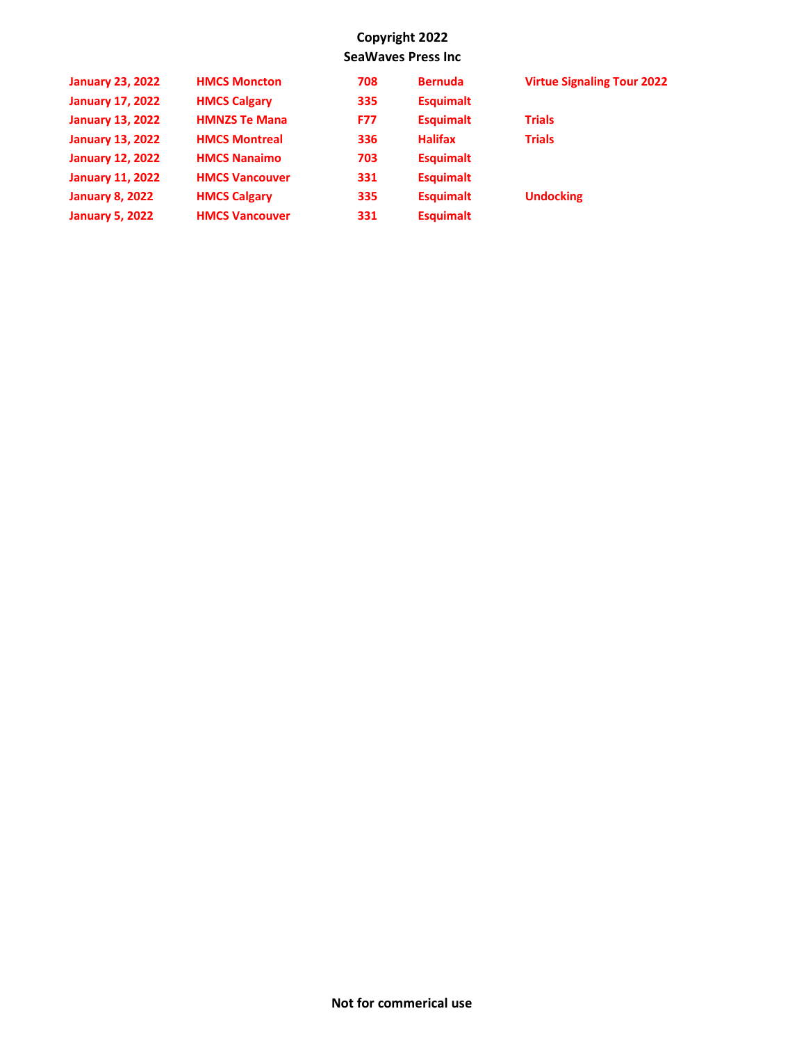**Copyright 2022**
**SeaWaves Press Inc**

| | | | | |
|---|---|---|---|---|
| January 23, 2022 | HMCS Moncton | 708 | Bernuda | Virtue Signaling Tour 2022 |
| January 17, 2022 | HMCS Calgary | 335 | Esquimalt | |
| January 13, 2022 | HMNZS Te Mana | F77 | Esquimalt | Trials |
| January 13, 2022 | HMCS Montreal | 336 | Halifax | Trials |
| January 12, 2022 | HMCS Nanaimo | 703 | Esquimalt | |
| January 11, 2022 | HMCS Vancouver | 331 | Esquimalt | |
| January 8, 2022 | HMCS Calgary | 335 | Esquimalt | Undocking |
| January 5, 2022 | HMCS Vancouver | 331 | Esquimalt | |

**Not for commerical use**